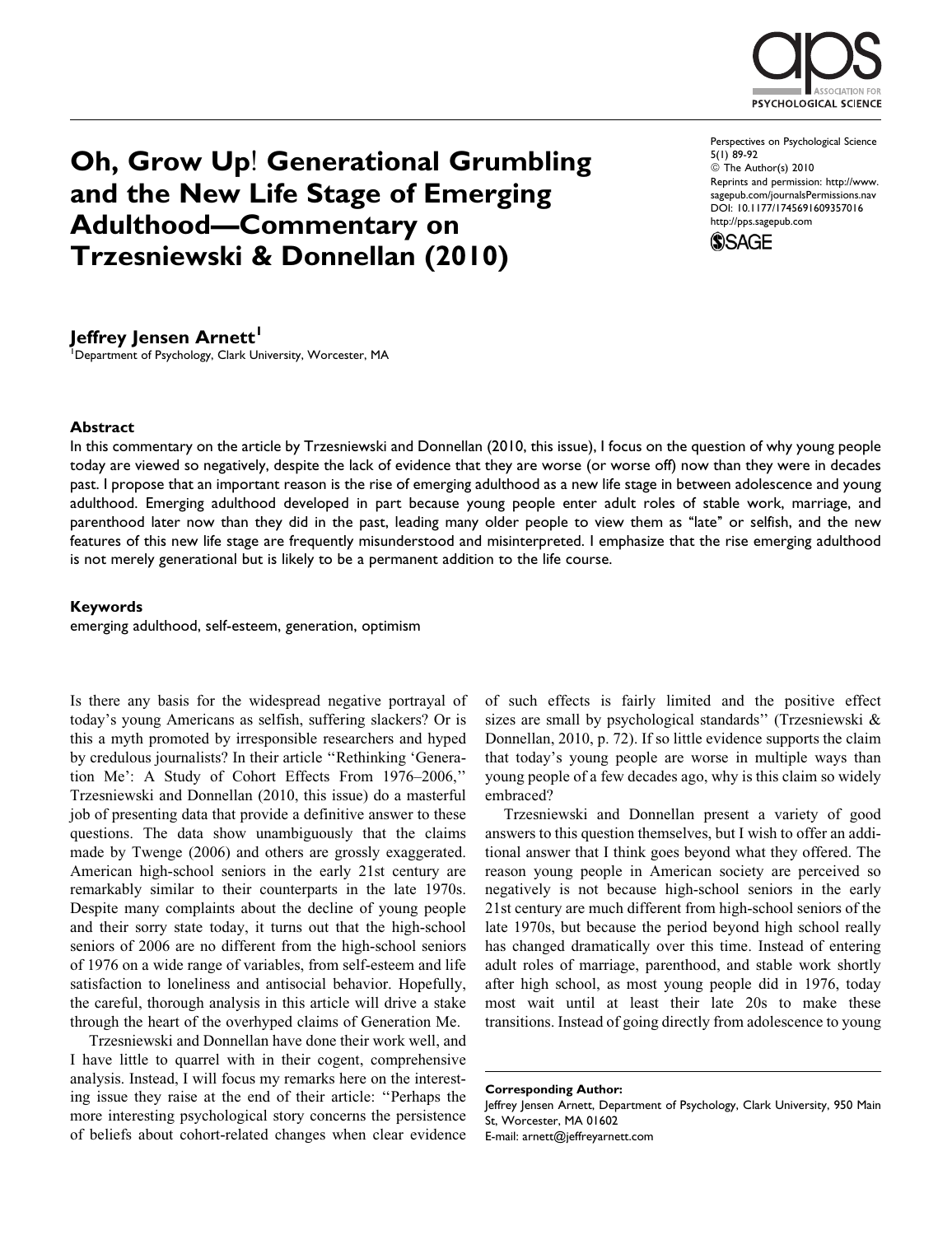# Oh, Grow Up! Generational Grumbling and the New Life Stage of Emerging Adulthood—Commentary on Trzesniewski & Donnellan (2010)

Perspectives on Psychological Science
5(1) 89-92
© The Author(s) 2010
Reprints and permission: http://www.sagepub.com/journalsPermissions.nav
DOI: 10.1177/1745691609357016
http://pps.sagepub.com

**Jeffrey Jensen Arnett**[1]

[1]Department of Psychology, Clark University, Worcester, MA

## Abstract

In this commentary on the article by Trzesniewski and Donnellan (2010, this issue), I focus on the question of why young people today are viewed so negatively, despite the lack of evidence that they are worse (or worse off) now than they were in decades past. I propose that an important reason is the rise of emerging adulthood as a new life stage in between adolescence and young adulthood. Emerging adulthood developed in part because young people enter adult roles of stable work, marriage, and parenthood later now than they did in the past, leading many older people to view them as "late" or selfish, and the new features of this new life stage are frequently misunderstood and misinterpreted. I emphasize that the rise emerging adulthood is not merely generational but is likely to be a permanent addition to the life course.

## Keywords

emerging adulthood, self-esteem, generation, optimism

Is there any basis for the widespread negative portrayal of today's young Americans as selfish, suffering slackers? Or is this a myth promoted by irresponsible researchers and hyped by credulous journalists? In their article "Rethinking 'Generation Me': A Study of Cohort Effects From 1976–2006," Trzesniewski and Donnellan (2010, this issue) do a masterful job of presenting data that provide a definitive answer to these questions. The data show unambiguously that the claims made by Twenge (2006) and others are grossly exaggerated. American high-school seniors in the early 21st century are remarkably similar to their counterparts in the late 1970s. Despite many complaints about the decline of young people and their sorry state today, it turns out that the high-school seniors of 2006 are no different from the high-school seniors of 1976 on a wide range of variables, from self-esteem and life satisfaction to loneliness and antisocial behavior. Hopefully, the careful, thorough analysis in this article will drive a stake through the heart of the overhyped claims of Generation Me.

Trzesniewski and Donnellan have done their work well, and I have little to quarrel with in their cogent, comprehensive analysis. Instead, I will focus my remarks here on the interesting issue they raise at the end of their article: "Perhaps the more interesting psychological story concerns the persistence of beliefs about cohort-related changes when clear evidence of such effects is fairly limited and the positive effect sizes are small by psychological standards" (Trzesniewski & Donnellan, 2010, p. 72). If so little evidence supports the claim that today's young people are worse in multiple ways than young people of a few decades ago, why is this claim so widely embraced?

Trzesniewski and Donnellan present a variety of good answers to this question themselves, but I wish to offer an additional answer that I think goes beyond what they offered. The reason young people in American society are perceived so negatively is not because high-school seniors in the early 21st century are much different from high-school seniors of the late 1970s, but because the period beyond high school really has changed dramatically over this time. Instead of entering adult roles of marriage, parenthood, and stable work shortly after high school, as most young people did in 1976, today most wait until at least their late 20s to make these transitions. Instead of going directly from adolescence to young

**Corresponding Author:**
Jeffrey Jensen Arnett, Department of Psychology, Clark University, 950 Main St, Worcester, MA 01602
E-mail: arnett@jeffreyarnett.com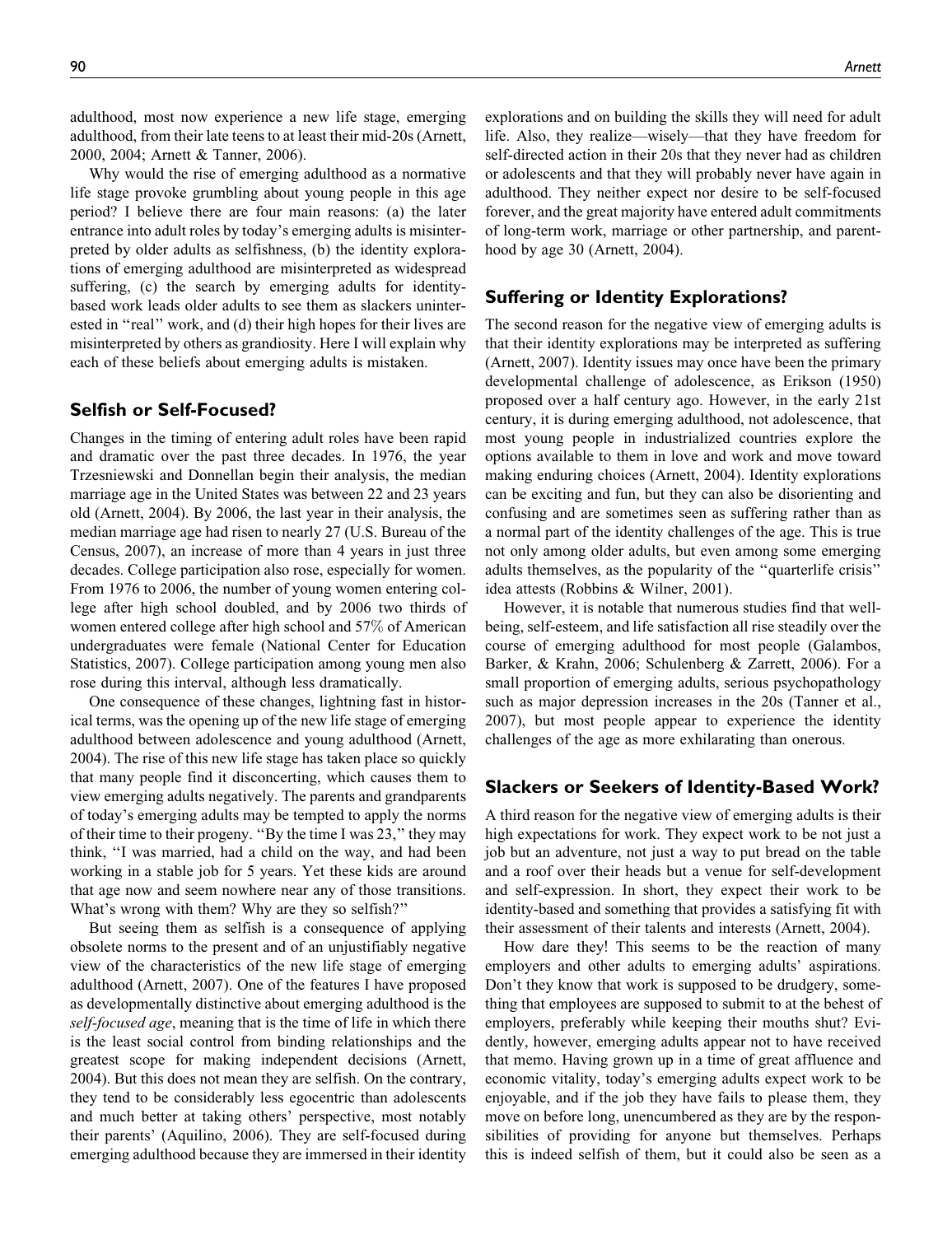adulthood, most now experience a new life stage, emerging adulthood, from their late teens to at least their mid-20s (Arnett, 2000, 2004; Arnett & Tanner, 2006).

Why would the rise of emerging adulthood as a normative life stage provoke grumbling about young people in this age period? I believe there are four main reasons: (a) the later entrance into adult roles by today's emerging adults is misinterpreted by older adults as selfishness, (b) the identity explorations of emerging adulthood are misinterpreted as widespread suffering, (c) the search by emerging adults for identity-based work leads older adults to see them as slackers uninterested in ''real'' work, and (d) their high hopes for their lives are misinterpreted by others as grandiosity. Here I will explain why each of these beliefs about emerging adults is mistaken.

## Selfish or Self-Focused?

Changes in the timing of entering adult roles have been rapid and dramatic over the past three decades. In 1976, the year Trzesniewski and Donnellan begin their analysis, the median marriage age in the United States was between 22 and 23 years old (Arnett, 2004). By 2006, the last year in their analysis, the median marriage age had risen to nearly 27 (U.S. Bureau of the Census, 2007), an increase of more than 4 years in just three decades. College participation also rose, especially for women. From 1976 to 2006, the number of young women entering college after high school doubled, and by 2006 two thirds of women entered college after high school and 57% of American undergraduates were female (National Center for Education Statistics, 2007). College participation among young men also rose during this interval, although less dramatically.

One consequence of these changes, lightning fast in historical terms, was the opening up of the new life stage of emerging adulthood between adolescence and young adulthood (Arnett, 2004). The rise of this new life stage has taken place so quickly that many people find it disconcerting, which causes them to view emerging adults negatively. The parents and grandparents of today's emerging adults may be tempted to apply the norms of their time to their progeny. ''By the time I was 23,'' they may think, ''I was married, had a child on the way, and had been working in a stable job for 5 years. Yet these kids are around that age now and seem nowhere near any of those transitions. What's wrong with them? Why are they so selfish?''

But seeing them as selfish is a consequence of applying obsolete norms to the present and of an unjustifiably negative view of the characteristics of the new life stage of emerging adulthood (Arnett, 2007). One of the features I have proposed as developmentally distinctive about emerging adulthood is the *self-focused age*, meaning that is the time of life in which there is the least social control from binding relationships and the greatest scope for making independent decisions (Arnett, 2004). But this does not mean they are selfish. On the contrary, they tend to be considerably less egocentric than adolescents and much better at taking others' perspective, most notably their parents' (Aquilino, 2006). They are self-focused during emerging adulthood because they are immersed in their identity explorations and on building the skills they will need for adult life. Also, they realize—wisely—that they have freedom for self-directed action in their 20s that they never had as children or adolescents and that they will probably never have again in adulthood. They neither expect nor desire to be self-focused forever, and the great majority have entered adult commitments of long-term work, marriage or other partnership, and parenthood by age 30 (Arnett, 2004).

## Suffering or Identity Explorations?

The second reason for the negative view of emerging adults is that their identity explorations may be interpreted as suffering (Arnett, 2007). Identity issues may once have been the primary developmental challenge of adolescence, as Erikson (1950) proposed over a half century ago. However, in the early 21st century, it is during emerging adulthood, not adolescence, that most young people in industrialized countries explore the options available to them in love and work and move toward making enduring choices (Arnett, 2004). Identity explorations can be exciting and fun, but they can also be disorienting and confusing and are sometimes seen as suffering rather than as a normal part of the identity challenges of the age. This is true not only among older adults, but even among some emerging adults themselves, as the popularity of the ''quarterlife crisis'' idea attests (Robbins & Wilner, 2001).

However, it is notable that numerous studies find that well-being, self-esteem, and life satisfaction all rise steadily over the course of emerging adulthood for most people (Galambos, Barker, & Krahn, 2006; Schulenberg & Zarrett, 2006). For a small proportion of emerging adults, serious psychopathology such as major depression increases in the 20s (Tanner et al., 2007), but most people appear to experience the identity challenges of the age as more exhilarating than onerous.

## Slackers or Seekers of Identity-Based Work?

A third reason for the negative view of emerging adults is their high expectations for work. They expect work to be not just a job but an adventure, not just a way to put bread on the table and a roof over their heads but a venue for self-development and self-expression. In short, they expect their work to be identity-based and something that provides a satisfying fit with their assessment of their talents and interests (Arnett, 2004).

How dare they! This seems to be the reaction of many employers and other adults to emerging adults' aspirations. Don't they know that work is supposed to be drudgery, something that employees are supposed to submit to at the behest of employers, preferably while keeping their mouths shut? Evidently, however, emerging adults appear not to have received that memo. Having grown up in a time of great affluence and economic vitality, today's emerging adults expect work to be enjoyable, and if the job they have fails to please them, they move on before long, unencumbered as they are by the responsibilities of providing for anyone but themselves. Perhaps this is indeed selfish of them, but it could also be seen as a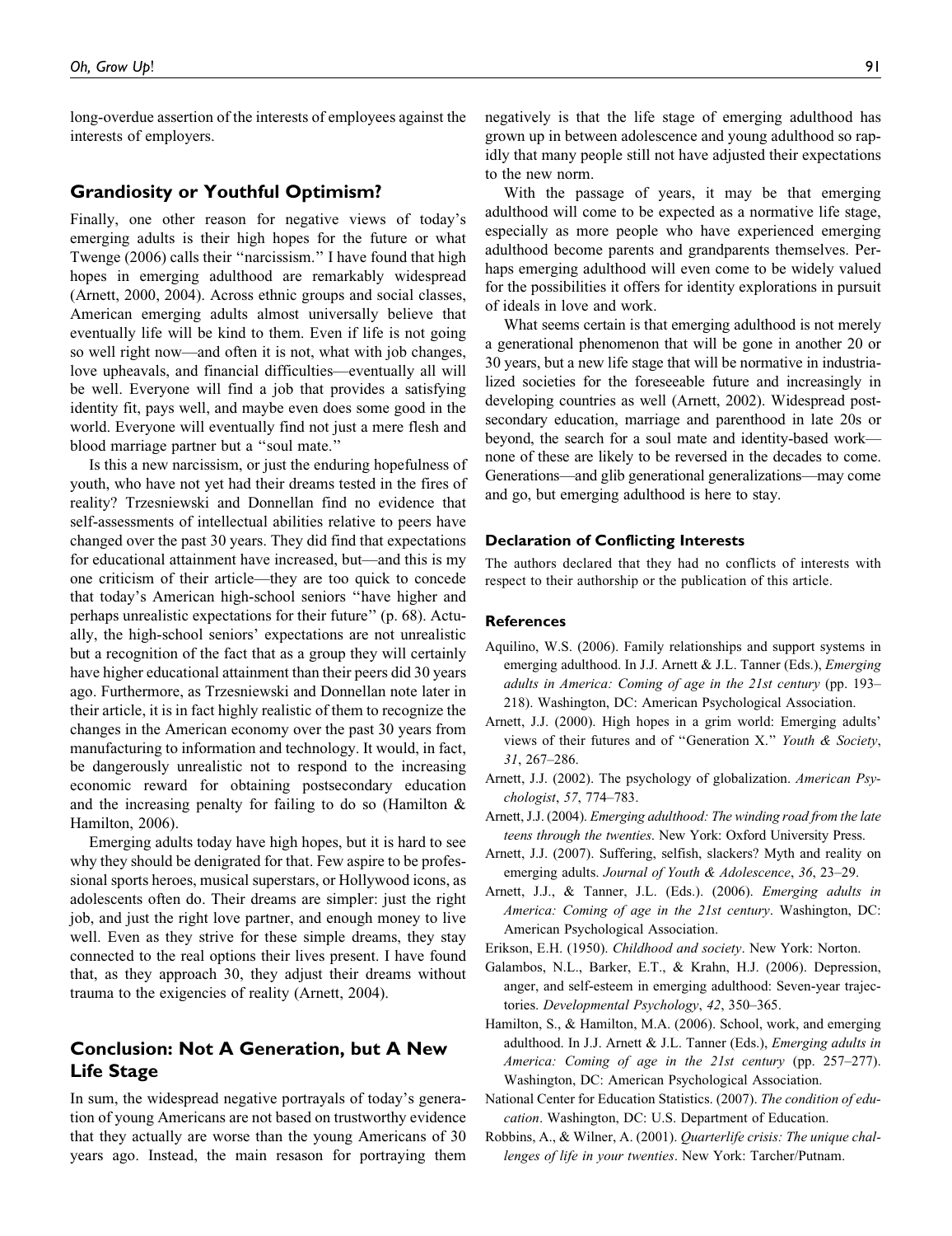long-overdue assertion of the interests of employees against the interests of employers.

## Grandiosity or Youthful Optimism?

Finally, one other reason for negative views of today's emerging adults is their high hopes for the future or what Twenge (2006) calls their "narcissism." I have found that high hopes in emerging adulthood are remarkably widespread (Arnett, 2000, 2004). Across ethnic groups and social classes, American emerging adults almost universally believe that eventually life will be kind to them. Even if life is not going so well right now—and often it is not, what with job changes, love upheavals, and financial difficulties—eventually all will be well. Everyone will find a job that provides a satisfying identity fit, pays well, and maybe even does some good in the world. Everyone will eventually find not just a mere flesh and blood marriage partner but a "soul mate."

Is this a new narcissism, or just the enduring hopefulness of youth, who have not yet had their dreams tested in the fires of reality? Trzesniewski and Donnellan find no evidence that self-assessments of intellectual abilities relative to peers have changed over the past 30 years. They did find that expectations for educational attainment have increased, but—and this is my one criticism of their article—they are too quick to concede that today's American high-school seniors "have higher and perhaps unrealistic expectations for their future" (p. 68). Actually, the high-school seniors' expectations are not unrealistic but a recognition of the fact that as a group they will certainly have higher educational attainment than their peers did 30 years ago. Furthermore, as Trzesniewski and Donnellan note later in their article, it is in fact highly realistic of them to recognize the changes in the American economy over the past 30 years from manufacturing to information and technology. It would, in fact, be dangerously unrealistic not to respond to the increasing economic reward for obtaining postsecondary education and the increasing penalty for failing to do so (Hamilton & Hamilton, 2006).

Emerging adults today have high hopes, but it is hard to see why they should be denigrated for that. Few aspire to be professional sports heroes, musical superstars, or Hollywood icons, as adolescents often do. Their dreams are simpler: just the right job, and just the right love partner, and enough money to live well. Even as they strive for these simple dreams, they stay connected to the real options their lives present. I have found that, as they approach 30, they adjust their dreams without trauma to the exigencies of reality (Arnett, 2004).

## Conclusion: Not A Generation, but A New Life Stage

In sum, the widespread negative portrayals of today's generation of young Americans are not based on trustworthy evidence that they actually are worse than the young Americans of 30 years ago. Instead, the main resason for portraying them negatively is that the life stage of emerging adulthood has grown up in between adolescence and young adulthood so rapidly that many people still not have adjusted their expectations to the new norm.

With the passage of years, it may be that emerging adulthood will come to be expected as a normative life stage, especially as more people who have experienced emerging adulthood become parents and grandparents themselves. Perhaps emerging adulthood will even come to be widely valued for the possibilities it offers for identity explorations in pursuit of ideals in love and work.

What seems certain is that emerging adulthood is not merely a generational phenomenon that will be gone in another 20 or 30 years, but a new life stage that will be normative in industrialized societies for the foreseeable future and increasingly in developing countries as well (Arnett, 2002). Widespread postsecondary education, marriage and parenthood in late 20s or beyond, the search for a soul mate and identity-based work—none of these are likely to be reversed in the decades to come. Generations—and glib generational generalizations—may come and go, but emerging adulthood is here to stay.

#### Declaration of Conflicting Interests

The authors declared that they had no conflicts of interests with respect to their authorship or the publication of this article.

#### References

Aquilino, W.S. (2006). Family relationships and support systems in emerging adulthood. In J.J. Arnett & J.L. Tanner (Eds.), *Emerging adults in America: Coming of age in the 21st century* (pp. 193–218). Washington, DC: American Psychological Association.

Arnett, J.J. (2000). High hopes in a grim world: Emerging adults' views of their futures and of "Generation X." *Youth & Society*, *31*, 267–286.

Arnett, J.J. (2002). The psychology of globalization. *American Psychologist*, *57*, 774–783.

Arnett, J.J. (2004). *Emerging adulthood: The winding road from the late teens through the twenties*. New York: Oxford University Press.

Arnett, J.J. (2007). Suffering, selfish, slackers? Myth and reality on emerging adults. *Journal of Youth & Adolescence*, *36*, 23–29.

Arnett, J.J., & Tanner, J.L. (Eds.). (2006). *Emerging adults in America: Coming of age in the 21st century*. Washington, DC: American Psychological Association.

Erikson, E.H. (1950). *Childhood and society*. New York: Norton.

Galambos, N.L., Barker, E.T., & Krahn, H.J. (2006). Depression, anger, and self-esteem in emerging adulthood: Seven-year trajectories. *Developmental Psychology*, *42*, 350–365.

Hamilton, S., & Hamilton, M.A. (2006). School, work, and emerging adulthood. In J.J. Arnett & J.L. Tanner (Eds.), *Emerging adults in America: Coming of age in the 21st century* (pp. 257–277). Washington, DC: American Psychological Association.

National Center for Education Statistics. (2007). *The condition of education*. Washington, DC: U.S. Department of Education.

Robbins, A., & Wilner, A. (2001). *Quarterlife crisis: The unique challenges of life in your twenties*. New York: Tarcher/Putnam.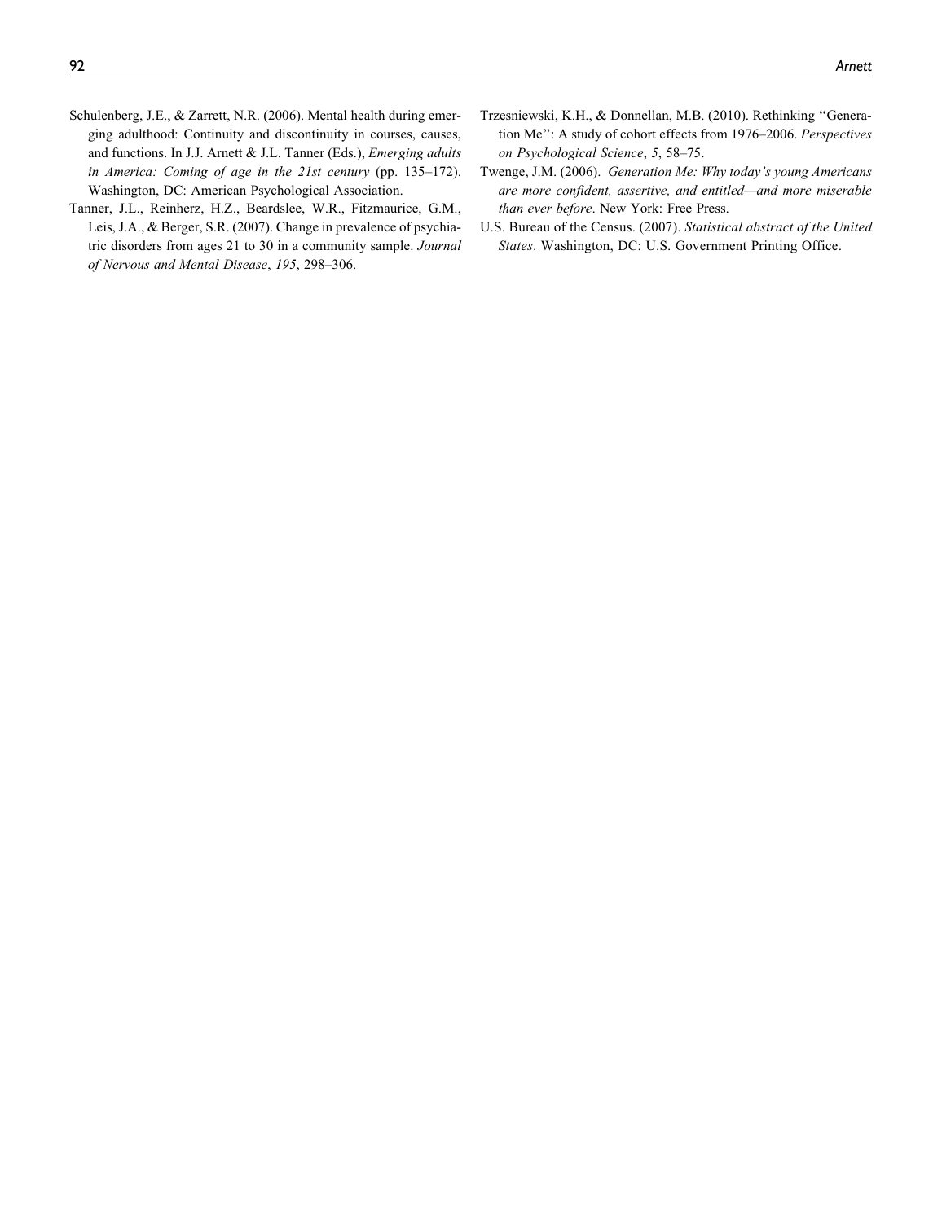Schulenberg, J.E., & Zarrett, N.R. (2006). Mental health during emerging adulthood: Continuity and discontinuity in courses, causes, and functions. In J.J. Arnett & J.L. Tanner (Eds.), *Emerging adults in America: Coming of age in the 21st century* (pp. 135–172). Washington, DC: American Psychological Association.

Tanner, J.L., Reinherz, H.Z., Beardslee, W.R., Fitzmaurice, G.M., Leis, J.A., & Berger, S.R. (2007). Change in prevalence of psychiatric disorders from ages 21 to 30 in a community sample. *Journal of Nervous and Mental Disease*, *195*, 298–306.

Trzesniewski, K.H., & Donnellan, M.B. (2010). Rethinking ''Generation Me'': A study of cohort effects from 1976–2006. *Perspectives on Psychological Science*, *5*, 58–75.

Twenge, J.M. (2006). *Generation Me: Why today's young Americans are more confident, assertive, and entitled—and more miserable than ever before*. New York: Free Press.

U.S. Bureau of the Census. (2007). *Statistical abstract of the United States*. Washington, DC: U.S. Government Printing Office.